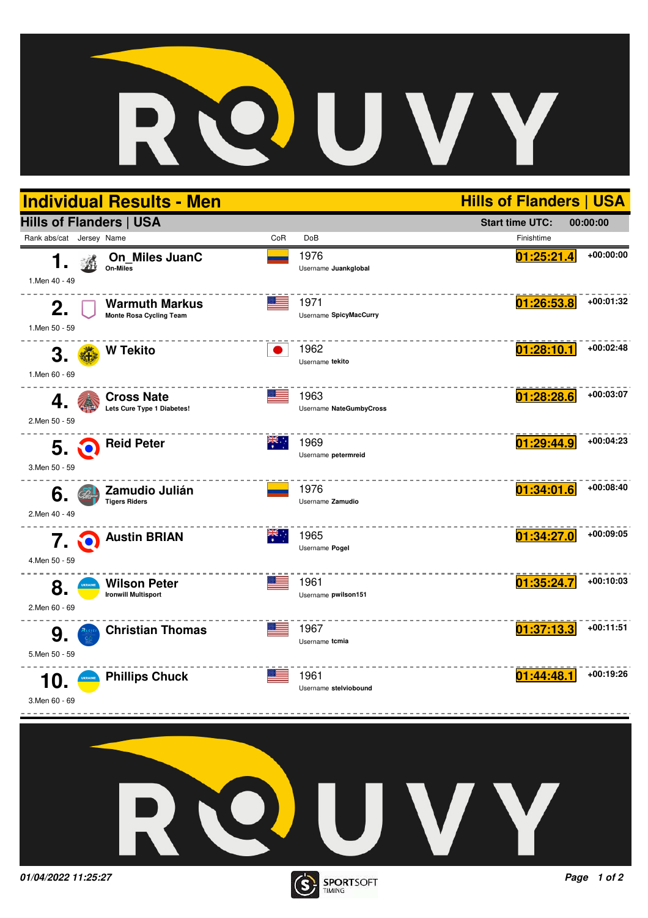# Individual Results - Men

## Hills of Flanders | USA

**Hills of Flanders | USA**

**Start time UTC:** 00:00:00

| Rank abs/cat | Jersey | Name | CoR | DoB | Finishtime | |
|---|---|---|---|---|---|---|
| **1.** 1.Men 40 - 49 | | **On_Miles JuanC** On-Miles | | 1976 Username **Juankglobal** | **01:25:21.4** | +00:00:00 |
| **2.** 1.Men 50 - 59 | | **Warmuth Markus** Monte Rosa Cycling Team | | 1971 Username **SpicyMacCurry** | **01:26:53.8** | +00:01:32 |
| **3.** 1.Men 60 - 69 | | **W Tekito** | | 1962 Username **tekito** | **01:28:10.1** | +00:02:48 |
| **4.** 2.Men 50 - 59 | | **Cross Nate** Lets Cure Type 1 Diabetes! | | 1963 Username **NateGumbyCross** | **01:28:28.6** | +00:03:07 |
| **5.** 3.Men 50 - 59 | | **Reid Peter** | | 1969 Username **petermreid** | **01:29:44.9** | +00:04:23 |
| **6.** 2.Men 40 - 49 | | **Zamudio Julián** Tigers Riders | | 1976 Username **Zamudio** | **01:34:01.6** | +00:08:40 |
| **7.** 4.Men 50 - 59 | | **Austin BRIAN** | | 1965 Username **Pogel** | **01:34:27.0** | +00:09:05 |
| **8.** 2.Men 60 - 69 | | **Wilson Peter** Ironwill Multisport | | 1961 Username **pwilson151** | **01:35:24.7** | +00:10:03 |
| **9.** 5.Men 50 - 59 | | **Christian Thomas** | | 1967 Username **tcmia** | **01:37:13.3** | +00:11:51 |
| **10.** 3.Men 60 - 69 | | **Phillips Chuck** | | 1961 Username **stelviobound** | **01:44:48.1** | +00:19:26 |

*01/04/2022 11:25:27*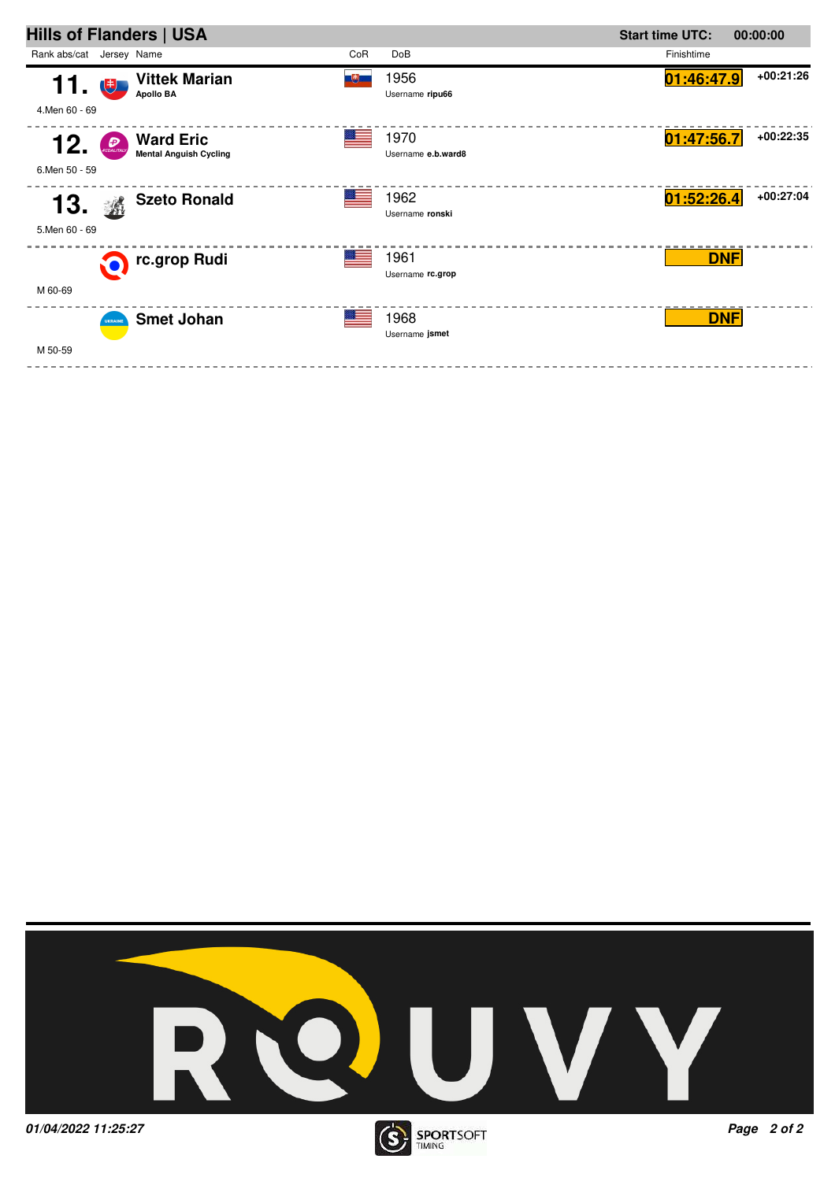## Hills of Flanders | USA

**Start time UTC:** 00:00:00

| Rank abs/cat | Jersey | Name | CoR | DoB | Finishtime | |
|---|---|---|---|---|---|---|
| **11.** 4.Men 60 - 69 | | **Vittek Marian** Apollo BA | SVK | 1956 Username **ripu66** | **01:46:47.9** | +00:21:26 |
| **12.** 6.Men 50 - 59 | | **Ward Eric** Mental Anguish Cycling | USA | 1970 Username **e.b.ward8** | **01:47:56.7** | +00:22:35 |
| **13.** 5.Men 60 - 69 | | **Szeto Ronald** | USA | 1962 Username **ronski** | **01:52:26.4** | +00:27:04 |
| M 60-69 | | **rc.grop Rudi** | USA | 1961 Username **rc.grop** | **DNF** | |
| M 50-59 | | **Smet Johan** | USA | 1968 Username **jsmet** | **DNF** | |

ROUVY

*01/04/2022 11:25:27*

SPORTSOFT TIMING